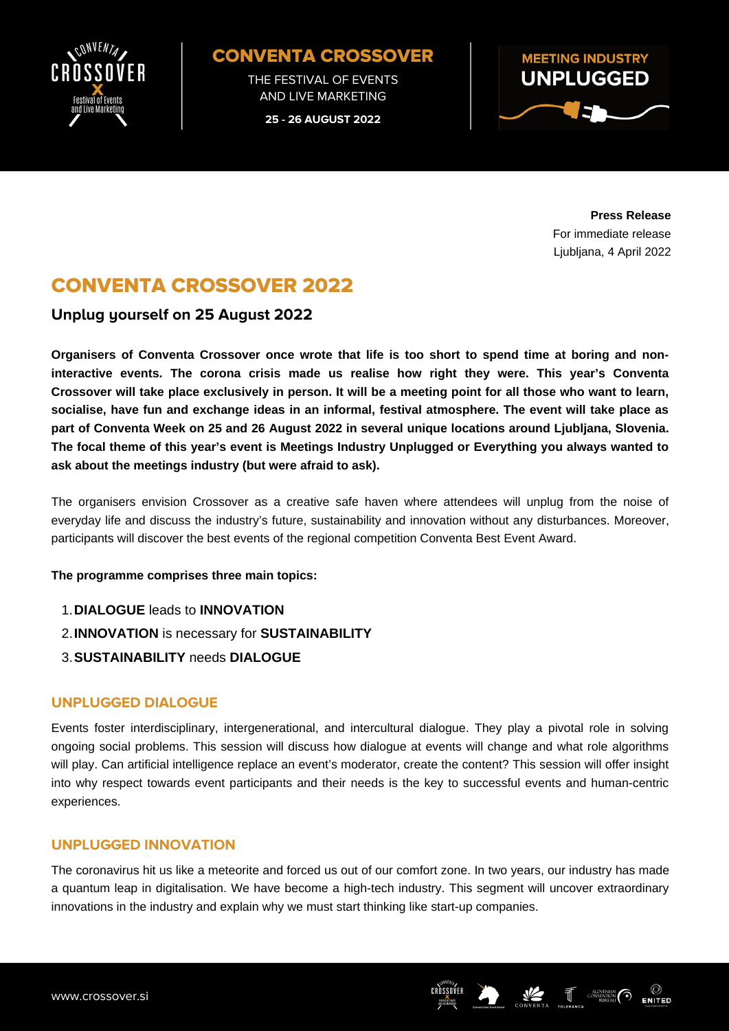**CONVENTA CROSSOVER**

THE FESTIVAL OF EVENTS AND LIVE MARKETING

**25 - 26 AUGUST 2022**

**MEETING INDUSTRY UNPLUGGED**

**Press Release**
For immediate release
Ljubljana, 4 April 2022

# CONVENTA CROSSOVER 2022

## Unplug yourself on 25 August 2022

**Organisers of Conventa Crossover once wrote that life is too short to spend time at boring and non-interactive events. The corona crisis made us realise how right they were. This year's Conventa Crossover will take place exclusively in person. It will be a meeting point for all those who want to learn, socialise, have fun and exchange ideas in an informal, festival atmosphere. The event will take place as part of Conventa Week on 25 and 26 August 2022 in several unique locations around Ljubljana, Slovenia. The focal theme of this year's event is Meetings Industry Unplugged or Everything you always wanted to ask about the meetings industry (but were afraid to ask).**

The organisers envision Crossover as a creative safe haven where attendees will unplug from the noise of everyday life and discuss the industry's future, sustainability and innovation without any disturbances. Moreover, participants will discover the best events of the regional competition Conventa Best Event Award.

**The programme comprises three main topics:**

1. **DIALOGUE** leads to **INNOVATION**
2. **INNOVATION** is necessary for **SUSTAINABILITY**
3. **SUSTAINABILITY** needs **DIALOGUE**

### UNPLUGGED DIALOGUE

Events foster interdisciplinary, intergenerational, and intercultural dialogue. They play a pivotal role in solving ongoing social problems. This session will discuss how dialogue at events will change and what role algorithms will play. Can artificial intelligence replace an event's moderator, create the content? This session will offer insight into why respect towards event participants and their needs is the key to successful events and human-centric experiences.

### UNPLUGGED INNOVATION

The coronavirus hit us like a meteorite and forced us out of our comfort zone. In two years, our industry has made a quantum leap in digitalisation. We have become a high-tech industry. This segment will uncover extraordinary innovations in the industry and explain why we must start thinking like start-up companies.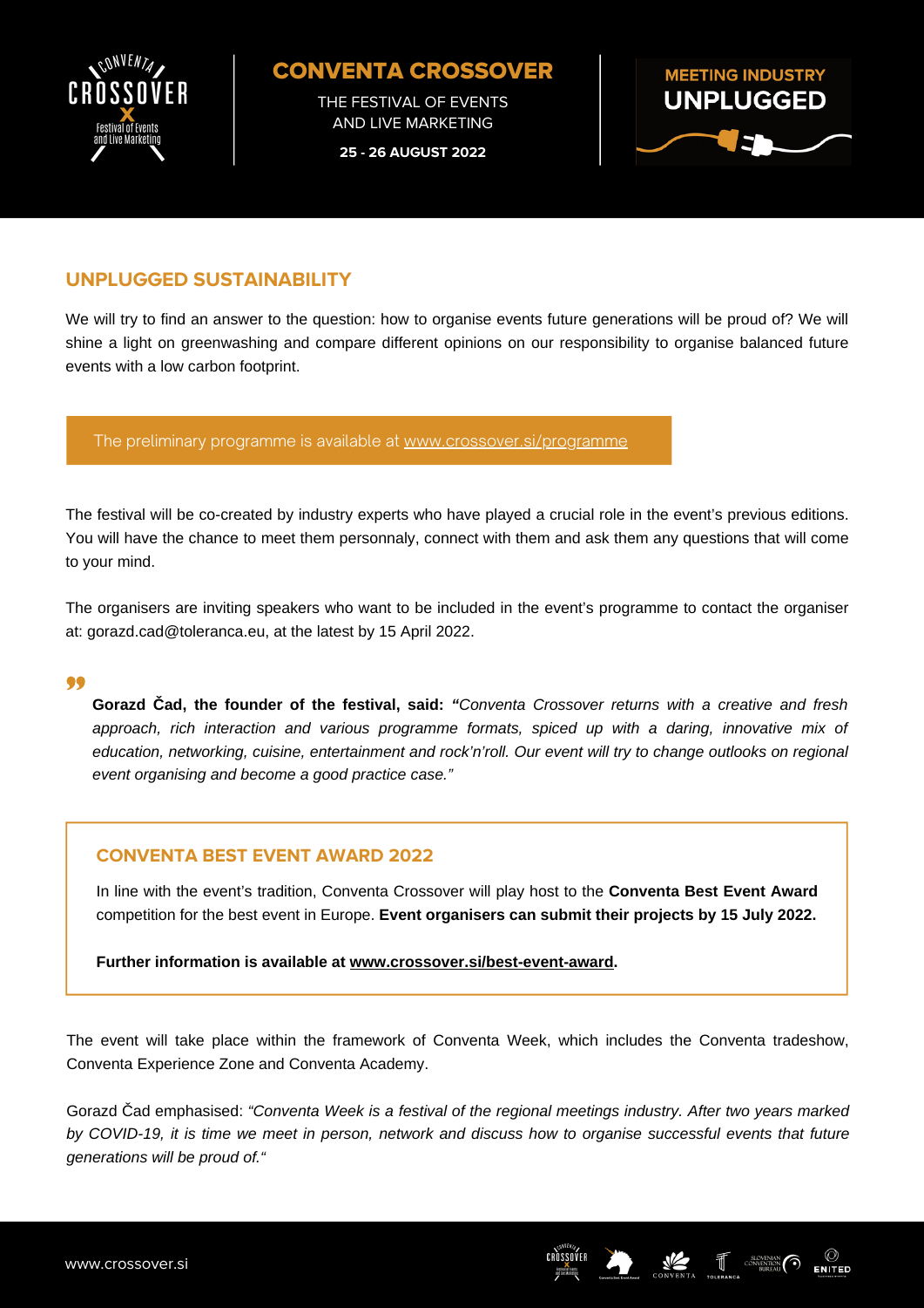## UNPLUGGED SUSTAINABILITY

We will try to find an answer to the question: how to organise events future generations will be proud of? We will shine a light on greenwashing and compare different opinions on our responsibility to organise balanced future events with a low carbon footprint.

The preliminary programme is available at [www.crossover.si/programme](http://www.crossover.si/programme)

The festival will be co-created by industry experts who have played a crucial role in the event's previous editions. You will have the chance to meet them personnaly, connect with them and ask them any questions that will come to your mind.

The organisers are inviting speakers who want to be included in the event's programme to contact the organiser at: gorazd.cad@toleranca.eu, at the latest by 15 April 2022.

> **Gorazd Čad, the founder of the festival, said:** ***"****Conventa Crossover returns with a creative and fresh approach, rich interaction and various programme formats, spiced up with a daring, innovative mix of education, networking, cuisine, entertainment and rock'n'roll. Our event will try to change outlooks on regional event organising and become a good practice case."*

### CONVENTA BEST EVENT AWARD 2022

In line with the event's tradition, Conventa Crossover will play host to the **Conventa Best Event Award** competition for the best event in Europe. **Event organisers can submit their projects by 15 July 2022.**

**Further information is available at [www.crossover.si/best-event-award](http://www.crossover.si/best-event-award).**

The event will take place within the framework of Conventa Week, which includes the Conventa tradeshow, Conventa Experience Zone and Conventa Academy.

Gorazd Čad emphasised: *"Conventa Week is a festival of the regional meetings industry. After two years marked by COVID-19, it is time we meet in person, network and discuss how to organise successful events that future generations will be proud of."*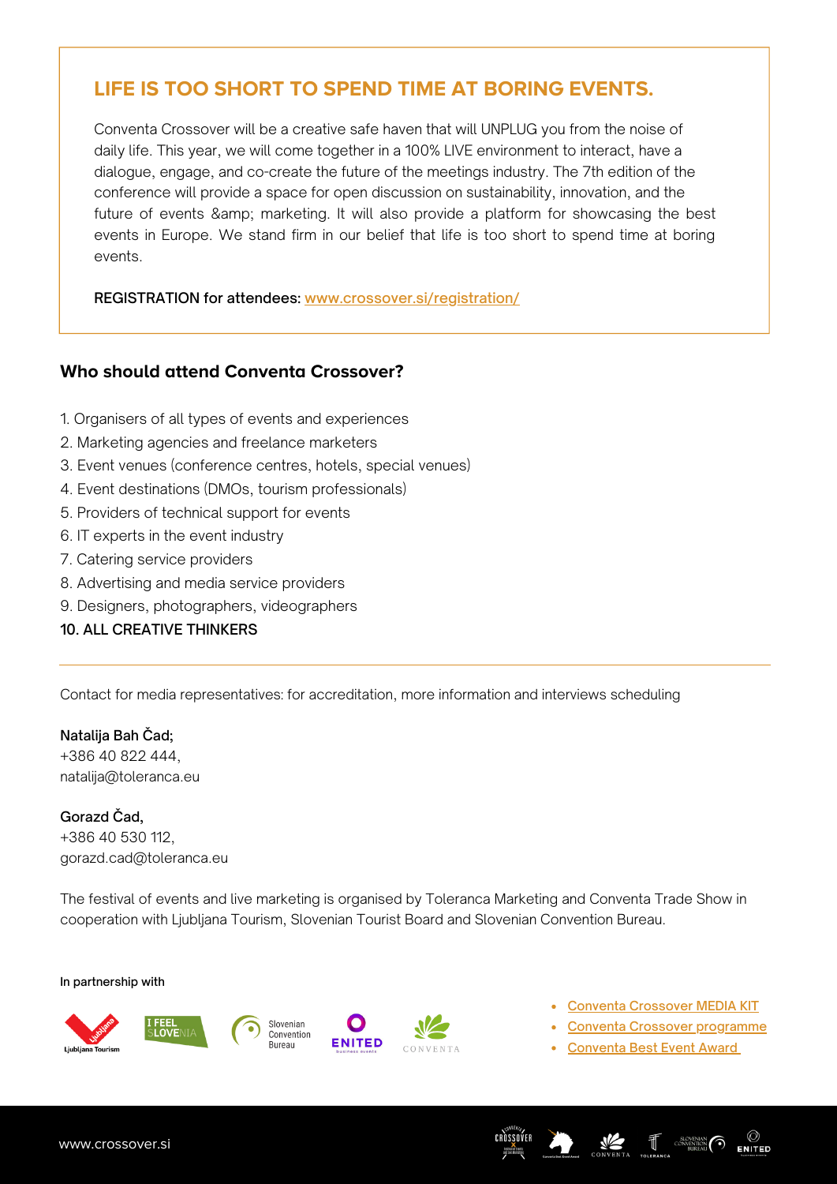## LIFE IS TOO SHORT TO SPEND TIME AT BORING EVENTS.

Conventa Crossover will be a creative safe haven that will UNPLUG you from the noise of daily life. This year, we will come together in a 100% LIVE environment to interact, have a dialogue, engage, and co-create the future of the meetings industry. The 7th edition of the conference will provide a space for open discussion on sustainability, innovation, and the future of events &amp; marketing. It will also provide a platform for showcasing the best events in Europe. We stand firm in our belief that life is too short to spend time at boring events.

**REGISTRATION for attendees:** [www.crossover.si/registration/](www.crossover.si/registration/)

### Who should attend Conventa Crossover?

1. Organisers of all types of events and experiences
2. Marketing agencies and freelance marketers
3. Event venues (conference centres, hotels, special venues)
4. Event destinations (DMOs, tourism professionals)
5. Providers of technical support for events
6. IT experts in the event industry
7. Catering service providers
8. Advertising and media service providers
9. Designers, photographers, videographers
10. **ALL CREATIVE THINKERS**

---

Contact for media representatives: for accreditation, more information and interviews scheduling

**Natalija Bah Čad;**
+386 40 822 444,
natalija@toleranca.eu

**Gorazd Čad,**
+386 40 530 112,
gorazd.cad@toleranca.eu

The festival of events and live marketing is organised by Toleranca Marketing and Conventa Trade Show in cooperation with Ljubljana Tourism, Slovenian Tourist Board and Slovenian Convention Bureau.

**In partnership with**

- Conventa Crossover MEDIA KIT
- Conventa Crossover programme
- Conventa Best Event Award